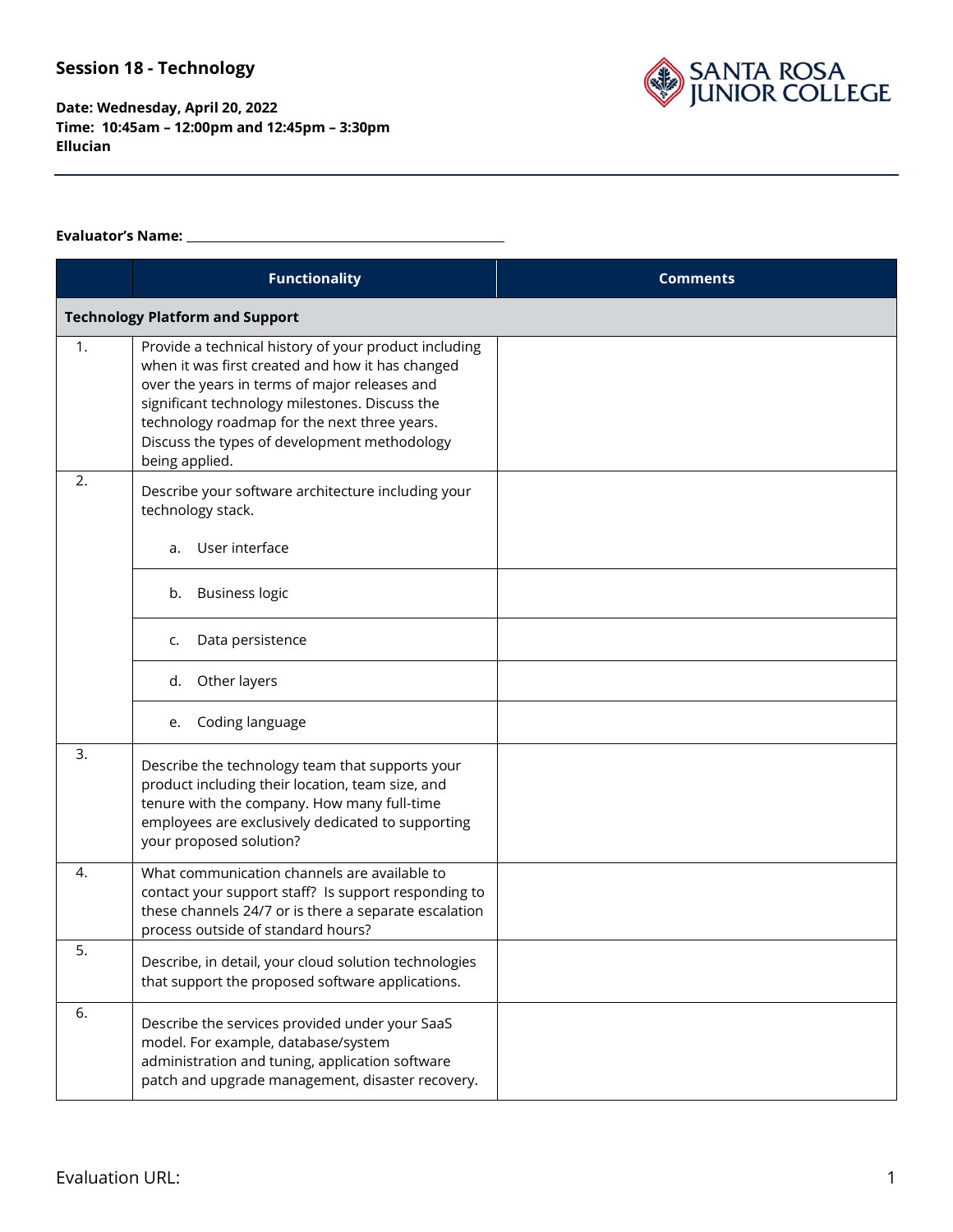# Session 18 - Technology

**Date: Wednesday, April 20, 2022**
**Time: 10:45am – 12:00pm and 12:45pm – 3:30pm**
**Ellucian**

**Evaluator's Name:** ______________________________

| | Functionality | Comments |
|---|---|---|
| **Technology Platform and Support** | | |
| 1. | Provide a technical history of your product including when it was first created and how it has changed over the years in terms of major releases and significant technology milestones. Discuss the technology roadmap for the next three years. Discuss the types of development methodology being applied. | |
| 2. | Describe your software architecture including your technology stack.<br><br>a. User interface | |
| | b. Business logic | |
| | c. Data persistence | |
| | d. Other layers | |
| | e. Coding language | |
| 3. | Describe the technology team that supports your product including their location, team size, and tenure with the company. How many full-time employees are exclusively dedicated to supporting your proposed solution? | |
| 4. | What communication channels are available to contact your support staff? Is support responding to these channels 24/7 or is there a separate escalation process outside of standard hours? | |
| 5. | Describe, in detail, your cloud solution technologies that support the proposed software applications. | |
| 6. | Describe the services provided under your SaaS model. For example, database/system administration and tuning, application software patch and upgrade management, disaster recovery. | |

Evaluation URL: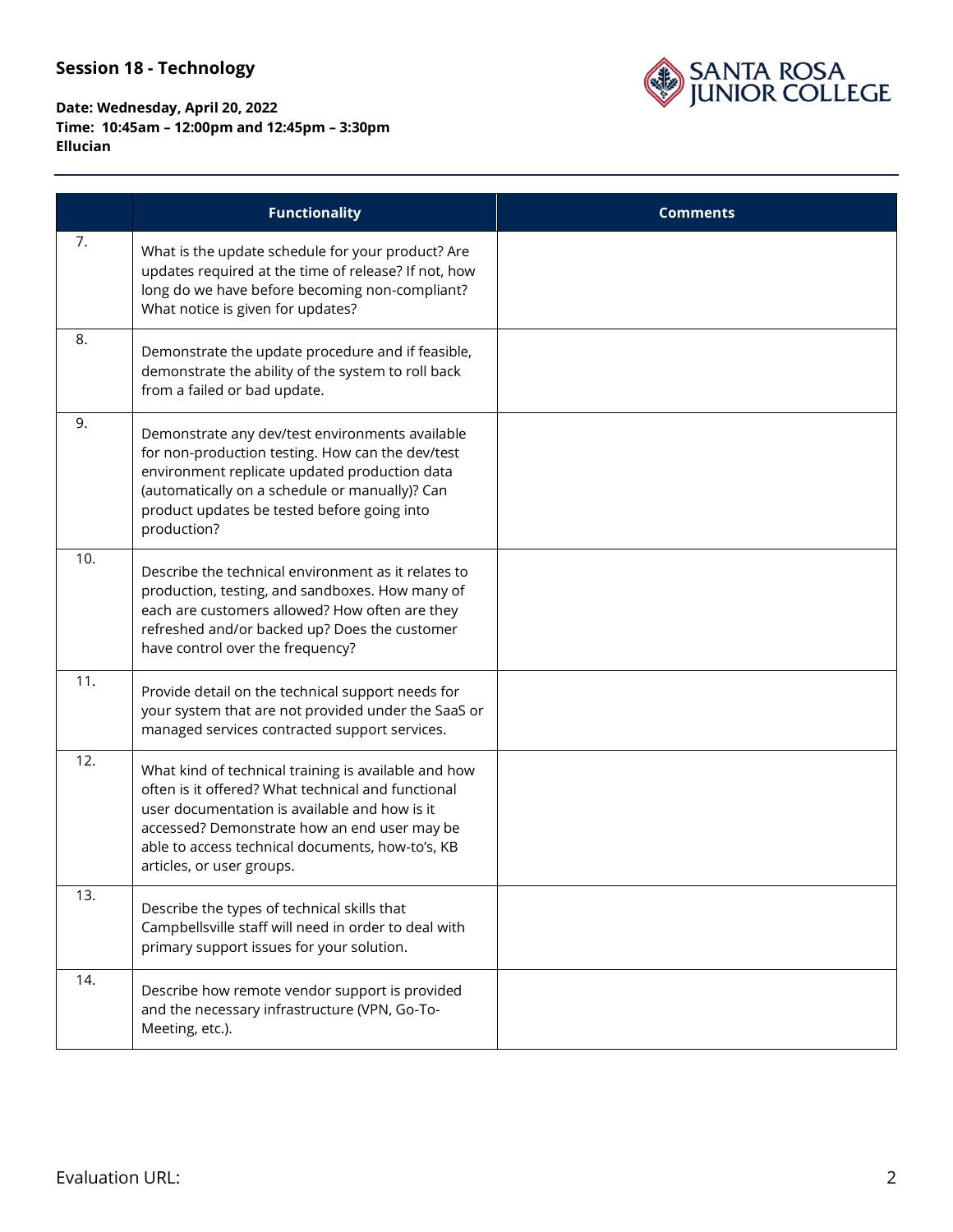## Session 18 - Technology

**Date: Wednesday, April 20, 2022**
**Time: 10:45am – 12:00pm and 12:45pm – 3:30pm**
**Ellucian**

| | Functionality | Comments |
|---|---|---|
| 7. | What is the update schedule for your product? Are updates required at the time of release? If not, how long do we have before becoming non-compliant? What notice is given for updates? | |
| 8. | Demonstrate the update procedure and if feasible, demonstrate the ability of the system to roll back from a failed or bad update. | |
| 9. | Demonstrate any dev/test environments available for non-production testing. How can the dev/test environment replicate updated production data (automatically on a schedule or manually)? Can product updates be tested before going into production? | |
| 10. | Describe the technical environment as it relates to production, testing, and sandboxes. How many of each are customers allowed? How often are they refreshed and/or backed up? Does the customer have control over the frequency? | |
| 11. | Provide detail on the technical support needs for your system that are not provided under the SaaS or managed services contracted support services. | |
| 12. | What kind of technical training is available and how often is it offered? What technical and functional user documentation is available and how is it accessed? Demonstrate how an end user may be able to access technical documents, how-to's, KB articles, or user groups. | |
| 13. | Describe the types of technical skills that Campbellsville staff will need in order to deal with primary support issues for your solution. | |
| 14. | Describe how remote vendor support is provided and the necessary infrastructure (VPN, Go-To-Meeting, etc.). | |

Evaluation URL: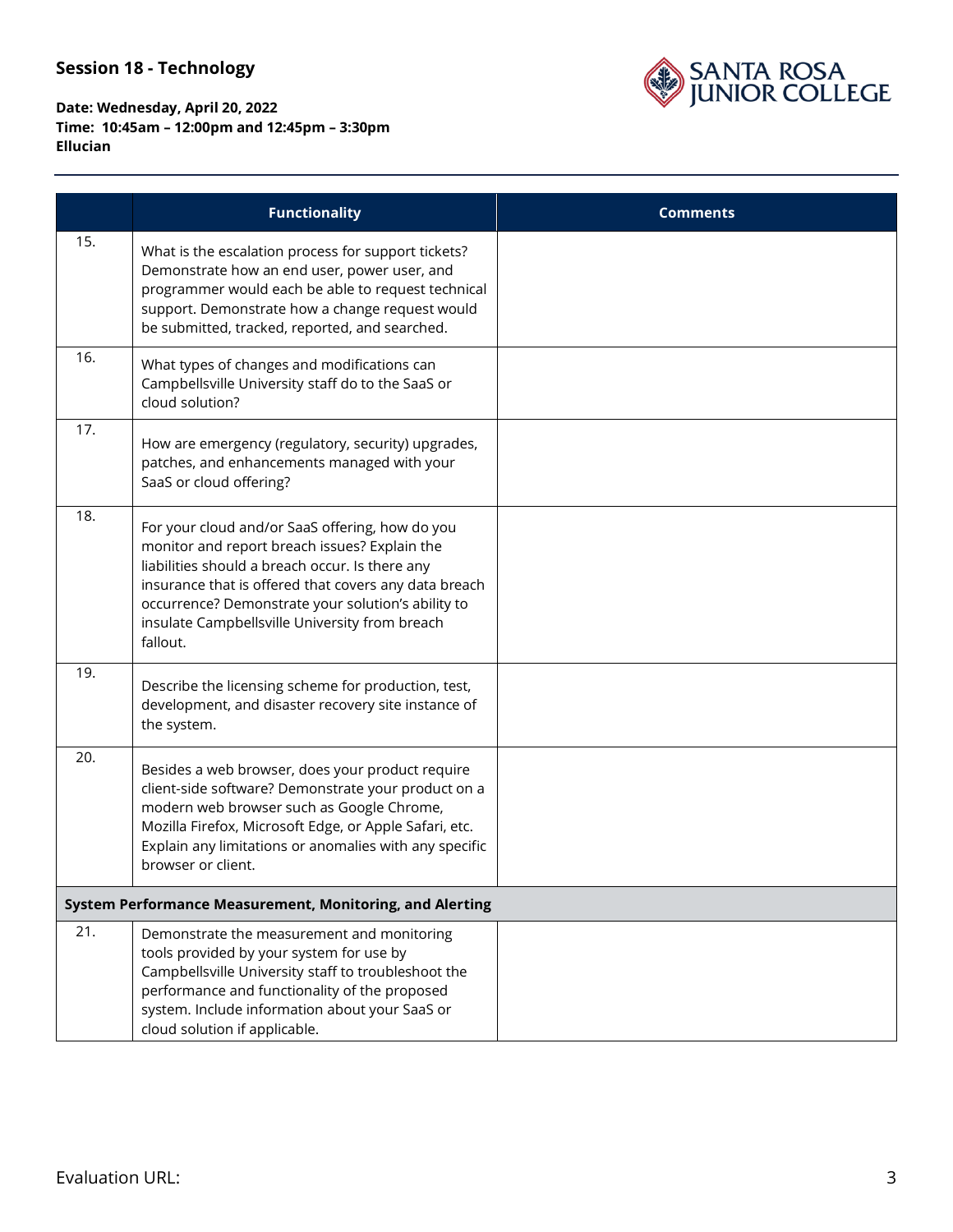**Session 18 - Technology**

**Date: Wednesday, April 20, 2022**
**Time: 10:45am – 12:00pm and 12:45pm – 3:30pm**
**Ellucian**

| | Functionality | Comments |
|---|---|---|
| 15. | What is the escalation process for support tickets? Demonstrate how an end user, power user, and programmer would each be able to request technical support. Demonstrate how a change request would be submitted, tracked, reported, and searched. | |
| 16. | What types of changes and modifications can Campbellsville University staff do to the SaaS or cloud solution? | |
| 17. | How are emergency (regulatory, security) upgrades, patches, and enhancements managed with your SaaS or cloud offering? | |
| 18. | For your cloud and/or SaaS offering, how do you monitor and report breach issues? Explain the liabilities should a breach occur. Is there any insurance that is offered that covers any data breach occurrence? Demonstrate your solution's ability to insulate Campbellsville University from breach fallout. | |
| 19. | Describe the licensing scheme for production, test, development, and disaster recovery site instance of the system. | |
| 20. | Besides a web browser, does your product require client-side software? Demonstrate your product on a modern web browser such as Google Chrome, Mozilla Firefox, Microsoft Edge, or Apple Safari, etc. Explain any limitations or anomalies with any specific browser or client. | |
| **System Performance Measurement, Monitoring, and Alerting** | | |
| 21. | Demonstrate the measurement and monitoring tools provided by your system for use by Campbellsville University staff to troubleshoot the performance and functionality of the proposed system. Include information about your SaaS or cloud solution if applicable. | |

Evaluation URL: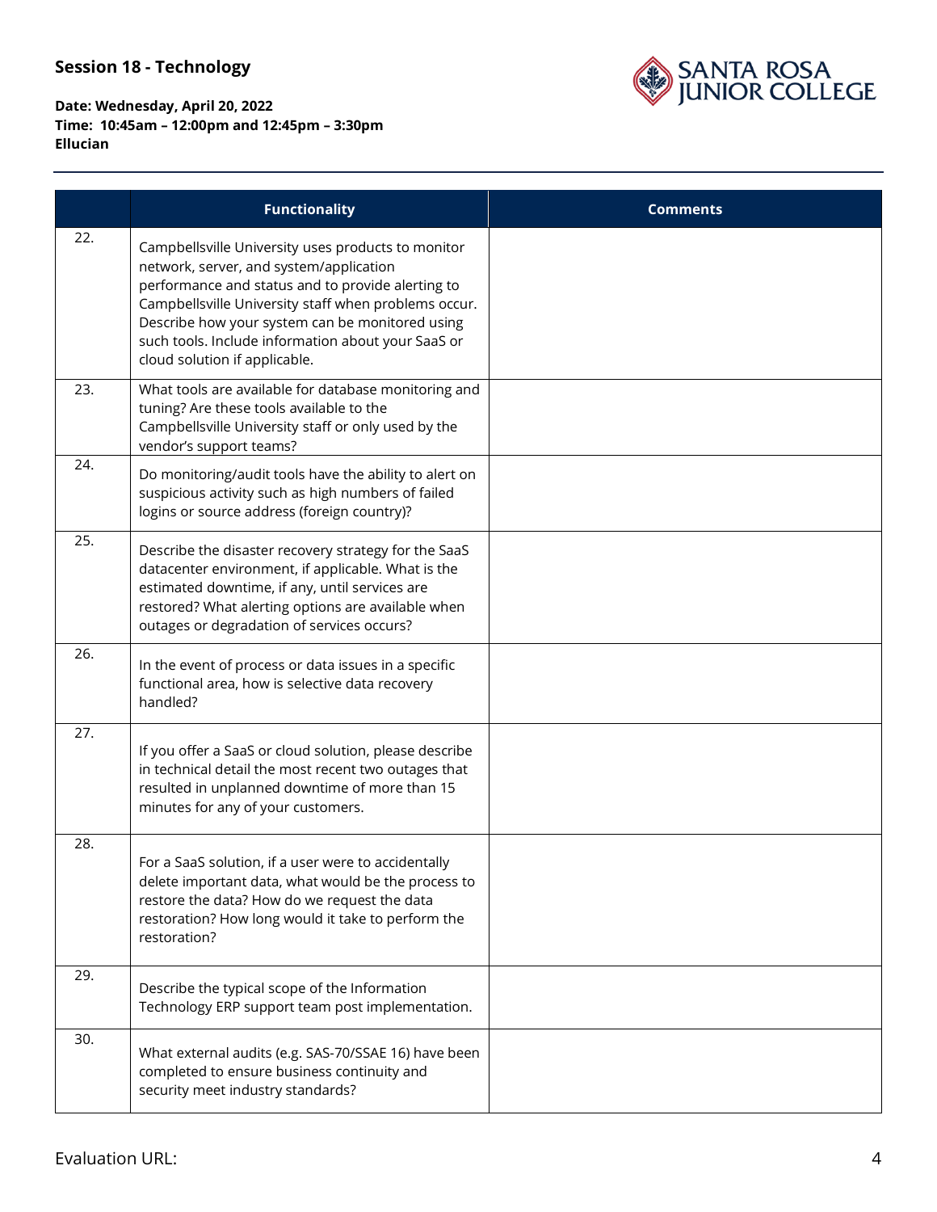**Session 18 - Technology**

**Date: Wednesday, April 20, 2022**
**Time: 10:45am – 12:00pm and 12:45pm – 3:30pm**
**Ellucian**

| | Functionality | Comments |
|---|---|---|
| 22. | Campbellsville University uses products to monitor network, server, and system/application performance and status and to provide alerting to Campbellsville University staff when problems occur. Describe how your system can be monitored using such tools. Include information about your SaaS or cloud solution if applicable. | |
| 23. | What tools are available for database monitoring and tuning? Are these tools available to the Campbellsville University staff or only used by the vendor's support teams? | |
| 24. | Do monitoring/audit tools have the ability to alert on suspicious activity such as high numbers of failed logins or source address (foreign country)? | |
| 25. | Describe the disaster recovery strategy for the SaaS datacenter environment, if applicable. What is the estimated downtime, if any, until services are restored? What alerting options are available when outages or degradation of services occurs? | |
| 26. | In the event of process or data issues in a specific functional area, how is selective data recovery handled? | |
| 27. | If you offer a SaaS or cloud solution, please describe in technical detail the most recent two outages that resulted in unplanned downtime of more than 15 minutes for any of your customers. | |
| 28. | For a SaaS solution, if a user were to accidentally delete important data, what would be the process to restore the data? How do we request the data restoration? How long would it take to perform the restoration? | |
| 29. | Describe the typical scope of the Information Technology ERP support team post implementation. | |
| 30. | What external audits (e.g. SAS-70/SSAE 16) have been completed to ensure business continuity and security meet industry standards? | |

Evaluation URL: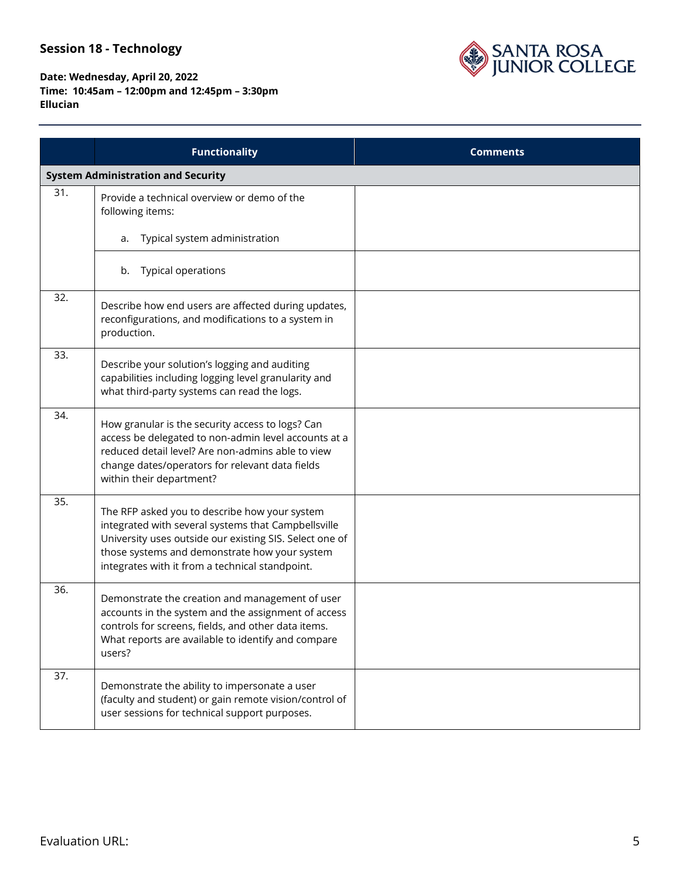**Session 18 - Technology**

**Date: Wednesday, April 20, 2022**
**Time: 10:45am – 12:00pm and 12:45pm – 3:30pm**
**Ellucian**

| | Functionality | Comments |
|---|---|---|
| **System Administration and Security** | | |
| 31. | Provide a technical overview or demo of the following items:<br><br>a. Typical system administration | |
| | b. Typical operations | |
| 32. | Describe how end users are affected during updates, reconfigurations, and modifications to a system in production. | |
| 33. | Describe your solution's logging and auditing capabilities including logging level granularity and what third-party systems can read the logs. | |
| 34. | How granular is the security access to logs? Can access be delegated to non-admin level accounts at a reduced detail level? Are non-admins able to view change dates/operators for relevant data fields within their department? | |
| 35. | The RFP asked you to describe how your system integrated with several systems that Campbellsville University uses outside our existing SIS. Select one of those systems and demonstrate how your system integrates with it from a technical standpoint. | |
| 36. | Demonstrate the creation and management of user accounts in the system and the assignment of access controls for screens, fields, and other data items. What reports are available to identify and compare users? | |
| 37. | Demonstrate the ability to impersonate a user (faculty and student) or gain remote vision/control of user sessions for technical support purposes. | |

Evaluation URL: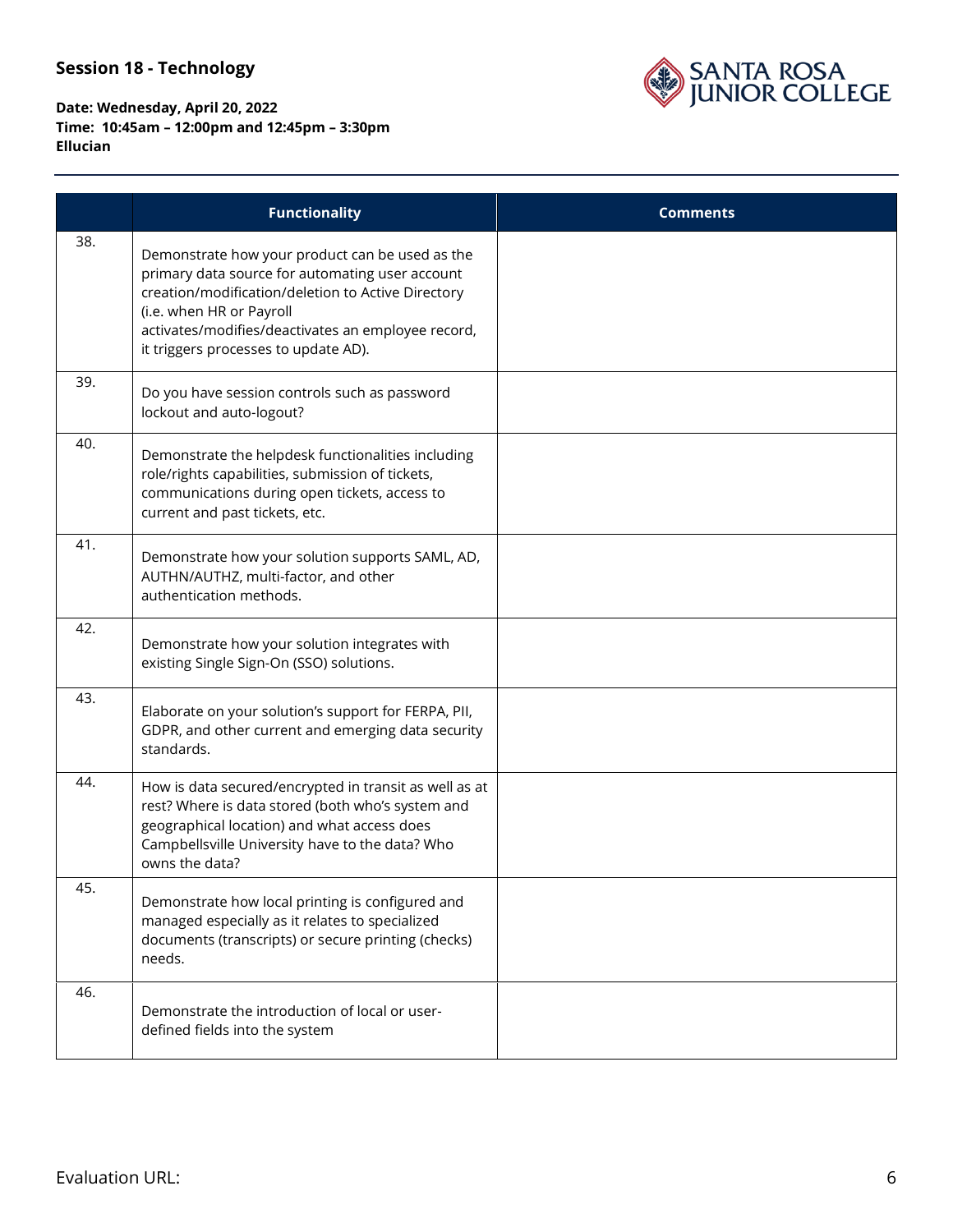**Session 18 - Technology**

**Date: Wednesday, April 20, 2022**
**Time: 10:45am – 12:00pm and 12:45pm – 3:30pm**
**Ellucian**

| | Functionality | Comments |
|---|---|---|
| 38. | Demonstrate how your product can be used as the primary data source for automating user account creation/modification/deletion to Active Directory (i.e. when HR or Payroll activates/modifies/deactivates an employee record, it triggers processes to update AD). | |
| 39. | Do you have session controls such as password lockout and auto-logout? | |
| 40. | Demonstrate the helpdesk functionalities including role/rights capabilities, submission of tickets, communications during open tickets, access to current and past tickets, etc. | |
| 41. | Demonstrate how your solution supports SAML, AD, AUTHN/AUTHZ, multi-factor, and other authentication methods. | |
| 42. | Demonstrate how your solution integrates with existing Single Sign-On (SSO) solutions. | |
| 43. | Elaborate on your solution's support for FERPA, PII, GDPR, and other current and emerging data security standards. | |
| 44. | How is data secured/encrypted in transit as well as at rest? Where is data stored (both who's system and geographical location) and what access does Campbellsville University have to the data? Who owns the data? | |
| 45. | Demonstrate how local printing is configured and managed especially as it relates to specialized documents (transcripts) or secure printing (checks) needs. | |
| 46. | Demonstrate the introduction of local or user-defined fields into the system | |

Evaluation URL: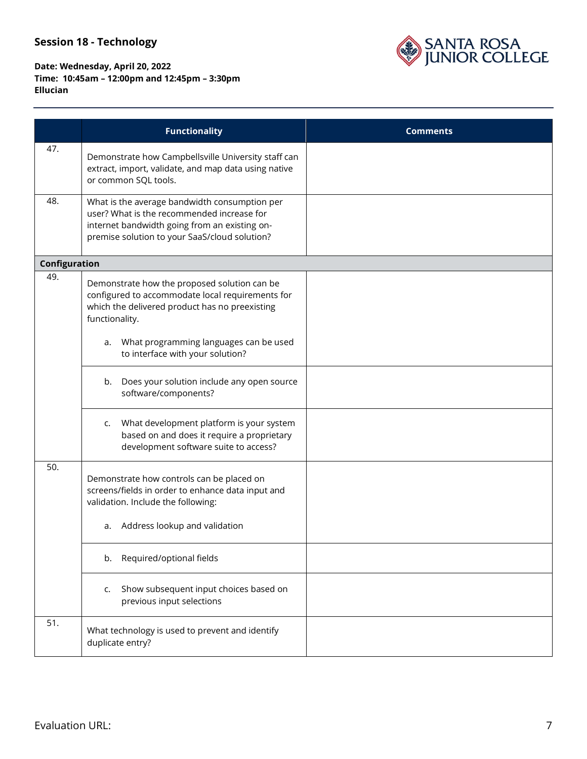## Session 18 - Technology

**Date: Wednesday, April 20, 2022**
**Time: 10:45am – 12:00pm and 12:45pm – 3:30pm**
**Ellucian**

| | Functionality | Comments |
|---|---|---|
| 47. | Demonstrate how Campbellsville University staff can extract, import, validate, and map data using native or common SQL tools. | |
| 48. | What is the average bandwidth consumption per user? What is the recommended increase for internet bandwidth going from an existing on-premise solution to your SaaS/cloud solution? | |
| **Configuration** | | |
| 49. | Demonstrate how the proposed solution can be configured to accommodate local requirements for which the delivered product has no preexisting functionality.<br><br>a. What programming languages can be used to interface with your solution? | |
| | b. Does your solution include any open source software/components? | |
| | c. What development platform is your system based on and does it require a proprietary development software suite to access? | |
| 50. | Demonstrate how controls can be placed on screens/fields in order to enhance data input and validation. Include the following:<br><br>a. Address lookup and validation | |
| | b. Required/optional fields | |
| | c. Show subsequent input choices based on previous input selections | |
| 51. | What technology is used to prevent and identify duplicate entry? | |

Evaluation URL: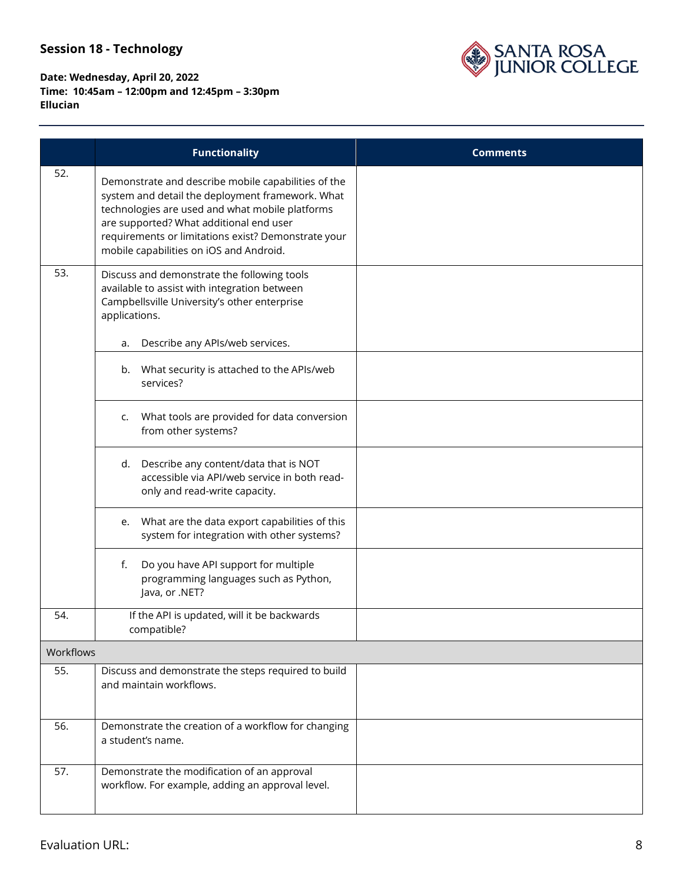**Session 18 - Technology**

**Date: Wednesday, April 20, 2022**
**Time: 10:45am – 12:00pm and 12:45pm – 3:30pm**
**Ellucian**

| | Functionality | Comments |
|---|---|---|
| 52. | Demonstrate and describe mobile capabilities of the system and detail the deployment framework. What technologies are used and what mobile platforms are supported? What additional end user requirements or limitations exist? Demonstrate your mobile capabilities on iOS and Android. | |
| 53. | Discuss and demonstrate the following tools available to assist with integration between Campbellsville University's other enterprise applications.<br><br>a. Describe any APIs/web services. | |
| | b. What security is attached to the APIs/web services? | |
| | c. What tools are provided for data conversion from other systems? | |
| | d. Describe any content/data that is NOT accessible via API/web service in both read-only and read-write capacity. | |
| | e. What are the data export capabilities of this system for integration with other systems? | |
| | f. Do you have API support for multiple programming languages such as Python, Java, or .NET? | |
| 54. | If the API is updated, will it be backwards compatible? | |
| Workflows | | |
| 55. | Discuss and demonstrate the steps required to build and maintain workflows. | |
| 56. | Demonstrate the creation of a workflow for changing a student's name. | |
| 57. | Demonstrate the modification of an approval workflow. For example, adding an approval level. | |

Evaluation URL: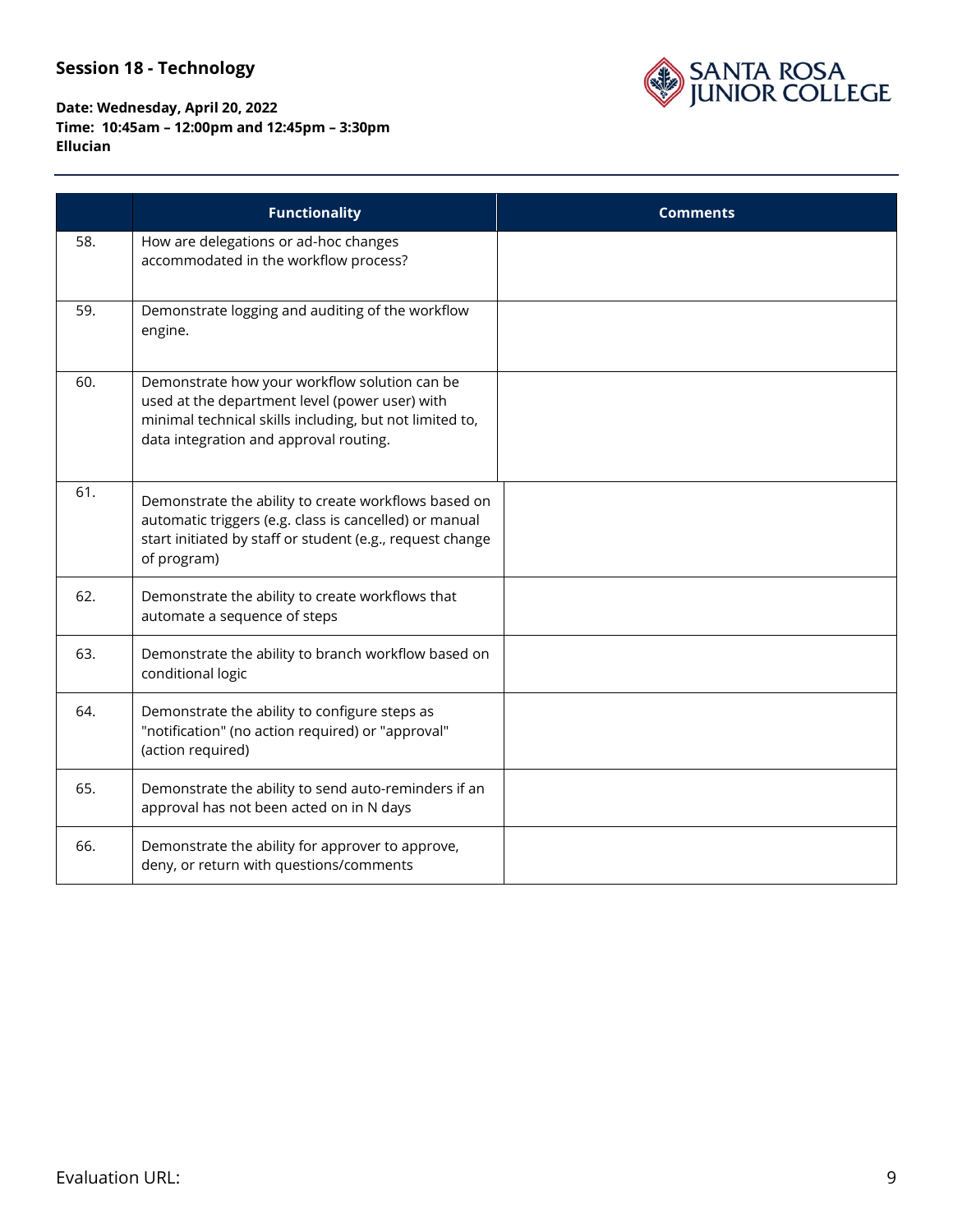**Session 18 - Technology**

**Date: Wednesday, April 20, 2022**
**Time: 10:45am – 12:00pm and 12:45pm – 3:30pm**
**Ellucian**

| | Functionality | Comments |
|---|---|---|
| 58. | How are delegations or ad-hoc changes accommodated in the workflow process? | |
| 59. | Demonstrate logging and auditing of the workflow engine. | |
| 60. | Demonstrate how your workflow solution can be used at the department level (power user) with minimal technical skills including, but not limited to, data integration and approval routing. | |
| 61. | Demonstrate the ability to create workflows based on automatic triggers (e.g. class is cancelled) or manual start initiated by staff or student (e.g., request change of program) | |
| 62. | Demonstrate the ability to create workflows that automate a sequence of steps | |
| 63. | Demonstrate the ability to branch workflow based on conditional logic | |
| 64. | Demonstrate the ability to configure steps as "notification" (no action required) or "approval" (action required) | |
| 65. | Demonstrate the ability to send auto-reminders if an approval has not been acted on in N days | |
| 66. | Demonstrate the ability for approver to approve, deny, or return with questions/comments | |

Evaluation URL: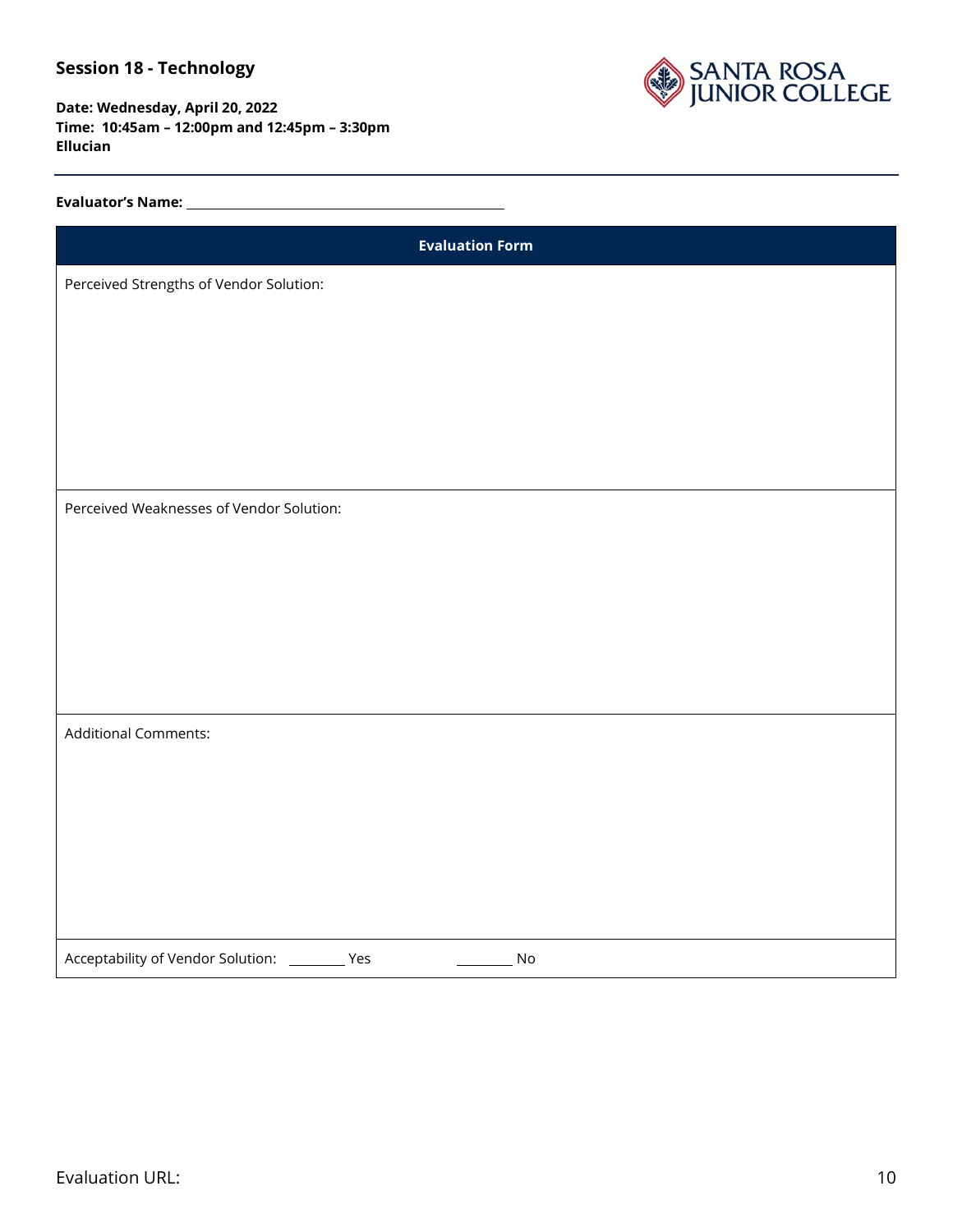**Session 18 - Technology**

**Date: Wednesday, April 20, 2022**
**Time: 10:45am – 12:00pm and 12:45pm – 3:30pm**
**Ellucian**

**Evaluator's Name:** ______________________________

| Evaluation Form |
|---|
| Perceived Strengths of Vendor Solution: |
| Perceived Weaknesses of Vendor Solution: |
| Additional Comments: |
| Acceptability of Vendor Solution: ________ Yes ________ No |

Evaluation URL: